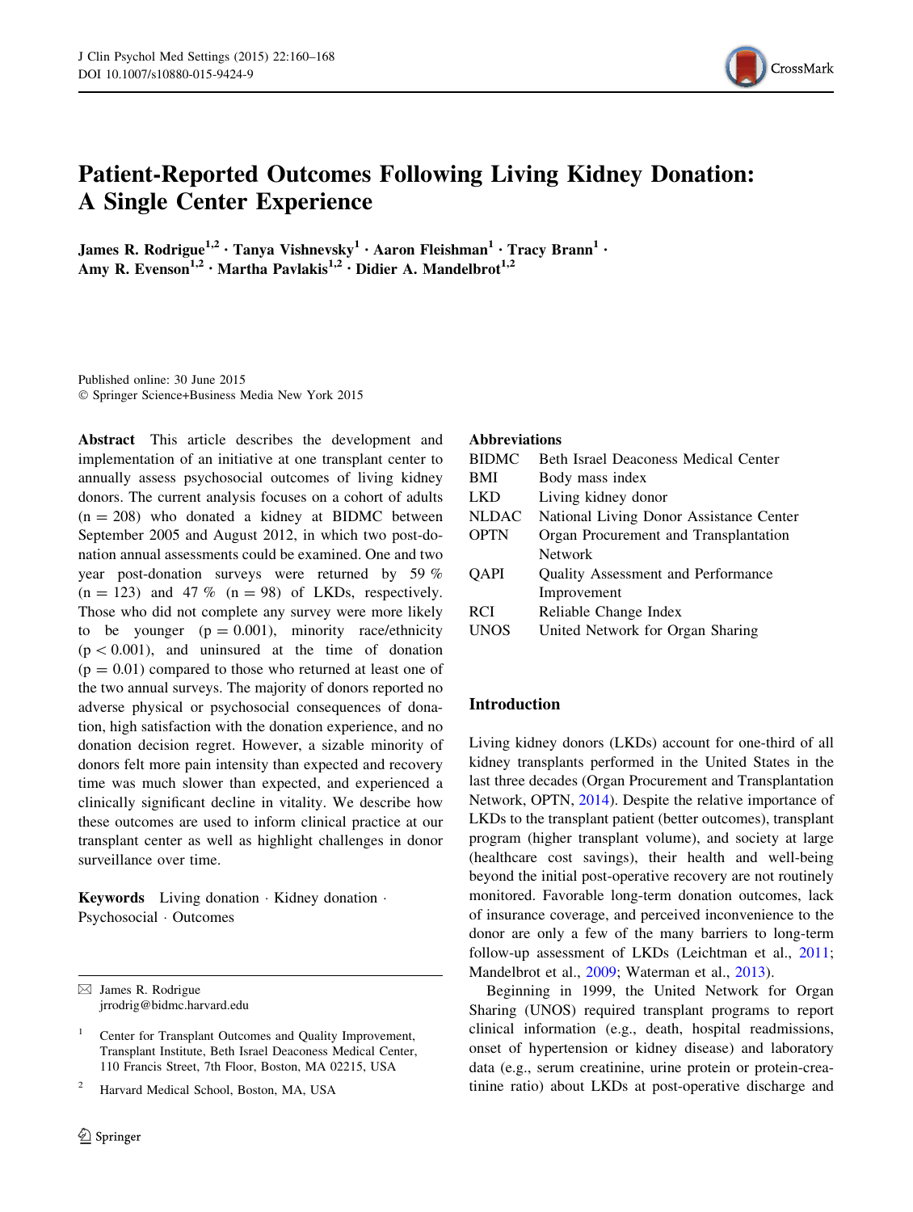# Patient-Reported Outcomes Following Living Kidney Donation: A Single Center Experience

**James R. Rodrigue**[1,2] · **Tanya Vishnevsky**[1] · **Aaron Fleishman**[1] · **Tracy Brann**[1] · **Amy R. Evenson**[1,2] · **Martha Pavlakis**[1,2] · **Didier A. Mandelbrot**[1,2]

Published online: 30 June 2015
© Springer Science+Business Media New York 2015

**Abstract** This article describes the development and implementation of an initiative at one transplant center to annually assess psychosocial outcomes of living kidney donors. The current analysis focuses on a cohort of adults ($n = 208$) who donated a kidney at BIDMC between September 2005 and August 2012, in which two post-donation annual assessments could be examined. One and two year post-donation surveys were returned by 59 % ($n = 123$) and 47 % ($n = 98$) of LKDs, respectively. Those who did not complete any survey were more likely to be younger ($p = 0.001$), minority race/ethnicity ($p < 0.001$), and uninsured at the time of donation ($p = 0.01$) compared to those who returned at least one of the two annual surveys. The majority of donors reported no adverse physical or psychosocial consequences of donation, high satisfaction with the donation experience, and no donation decision regret. However, a sizable minority of donors felt more pain intensity than expected and recovery time was much slower than expected, and experienced a clinically significant decline in vitality. We describe how these outcomes are used to inform clinical practice at our transplant center as well as highlight challenges in donor surveillance over time.

**Keywords** Living donation · Kidney donation · Psychosocial · Outcomes

✉ James R. Rodrigue
jrrodrig@bidmc.harvard.edu

[1] Center for Transplant Outcomes and Quality Improvement, Transplant Institute, Beth Israel Deaconess Medical Center, 110 Francis Street, 7th Floor, Boston, MA 02215, USA

[2] Harvard Medical School, Boston, MA, USA

**Abbreviations**

| | |
|---|---|
| BIDMC | Beth Israel Deaconess Medical Center |
| BMI | Body mass index |
| LKD | Living kidney donor |
| NLDAC | National Living Donor Assistance Center |
| OPTN | Organ Procurement and Transplantation Network |
| QAPI | Quality Assessment and Performance Improvement |
| RCI | Reliable Change Index |
| UNOS | United Network for Organ Sharing |

## Introduction

Living kidney donors (LKDs) account for one-third of all kidney transplants performed in the United States in the last three decades (Organ Procurement and Transplantation Network, OPTN, 2014). Despite the relative importance of LKDs to the transplant patient (better outcomes), transplant program (higher transplant volume), and society at large (healthcare cost savings), their health and well-being beyond the initial post-operative recovery are not routinely monitored. Favorable long-term donation outcomes, lack of insurance coverage, and perceived inconvenience to the donor are only a few of the many barriers to long-term follow-up assessment of LKDs (Leichtman et al., 2011; Mandelbrot et al., 2009; Waterman et al., 2013).

Beginning in 1999, the United Network for Organ Sharing (UNOS) required transplant programs to report clinical information (e.g., death, hospital readmissions, onset of hypertension or kidney disease) and laboratory data (e.g., serum creatinine, urine protein or protein-creatinine ratio) about LKDs at post-operative discharge and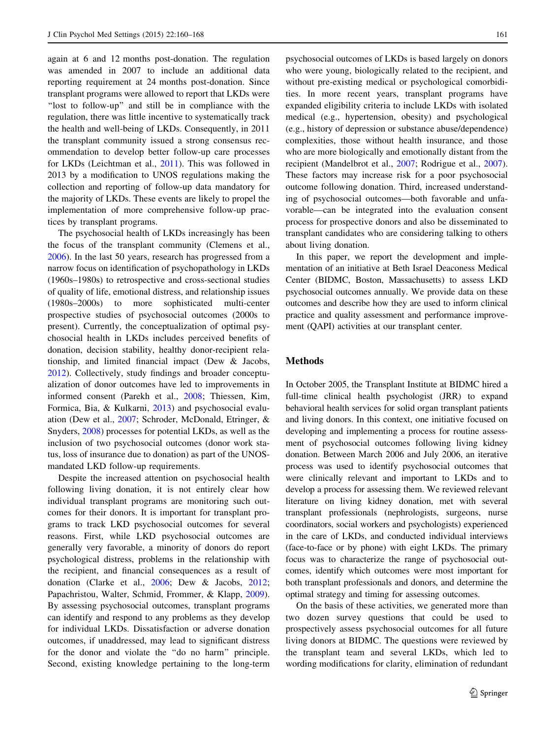again at 6 and 12 months post-donation. The regulation was amended in 2007 to include an additional data reporting requirement at 24 months post-donation. Since transplant programs were allowed to report that LKDs were "lost to follow-up" and still be in compliance with the regulation, there was little incentive to systematically track the health and well-being of LKDs. Consequently, in 2011 the transplant community issued a strong consensus recommendation to develop better follow-up care processes for LKDs (Leichtman et al., 2011). This was followed in 2013 by a modification to UNOS regulations making the collection and reporting of follow-up data mandatory for the majority of LKDs. These events are likely to propel the implementation of more comprehensive follow-up practices by transplant programs.

The psychosocial health of LKDs increasingly has been the focus of the transplant community (Clemens et al., 2006). In the last 50 years, research has progressed from a narrow focus on identification of psychopathology in LKDs (1960s–1980s) to retrospective and cross-sectional studies of quality of life, emotional distress, and relationship issues (1980s–2000s) to more sophisticated multi-center prospective studies of psychosocial outcomes (2000s to present). Currently, the conceptualization of optimal psychosocial health in LKDs includes perceived benefits of donation, decision stability, healthy donor-recipient relationship, and limited financial impact (Dew & Jacobs, 2012). Collectively, study findings and broader conceptualization of donor outcomes have led to improvements in informed consent (Parekh et al., 2008; Thiessen, Kim, Formica, Bia, & Kulkarni, 2013) and psychosocial evaluation (Dew et al., 2007; Schroder, McDonald, Etringer, & Snyders, 2008) processes for potential LKDs, as well as the inclusion of two psychosocial outcomes (donor work status, loss of insurance due to donation) as part of the UNOS-mandated LKD follow-up requirements.

Despite the increased attention on psychosocial health following living donation, it is not entirely clear how individual transplant programs are monitoring such outcomes for their donors. It is important for transplant programs to track LKD psychosocial outcomes for several reasons. First, while LKD psychosocial outcomes are generally very favorable, a minority of donors do report psychological distress, problems in the relationship with the recipient, and financial consequences as a result of donation (Clarke et al., 2006; Dew & Jacobs, 2012; Papachristou, Walter, Schmid, Frommer, & Klapp, 2009). By assessing psychosocial outcomes, transplant programs can identify and respond to any problems as they develop for individual LKDs. Dissatisfaction or adverse donation outcomes, if unaddressed, may lead to significant distress for the donor and violate the "do no harm" principle. Second, existing knowledge pertaining to the long-term psychosocial outcomes of LKDs is based largely on donors who were young, biologically related to the recipient, and without pre-existing medical or psychological comorbidities. In more recent years, transplant programs have expanded eligibility criteria to include LKDs with isolated medical (e.g., hypertension, obesity) and psychological (e.g., history of depression or substance abuse/dependence) complexities, those without health insurance, and those who are more biologically and emotionally distant from the recipient (Mandelbrot et al., 2007; Rodrigue et al., 2007). These factors may increase risk for a poor psychosocial outcome following donation. Third, increased understanding of psychosocial outcomes—both favorable and unfavorable—can be integrated into the evaluation consent process for prospective donors and also be disseminated to transplant candidates who are considering talking to others about living donation.

In this paper, we report the development and implementation of an initiative at Beth Israel Deaconess Medical Center (BIDMC, Boston, Massachusetts) to assess LKD psychosocial outcomes annually. We provide data on these outcomes and describe how they are used to inform clinical practice and quality assessment and performance improvement (QAPI) activities at our transplant center.

## Methods

In October 2005, the Transplant Institute at BIDMC hired a full-time clinical health psychologist (JRR) to expand behavioral health services for solid organ transplant patients and living donors. In this context, one initiative focused on developing and implementing a process for routine assessment of psychosocial outcomes following living kidney donation. Between March 2006 and July 2006, an iterative process was used to identify psychosocial outcomes that were clinically relevant and important to LKDs and to develop a process for assessing them. We reviewed relevant literature on living kidney donation, met with several transplant professionals (nephrologists, surgeons, nurse coordinators, social workers and psychologists) experienced in the care of LKDs, and conducted individual interviews (face-to-face or by phone) with eight LKDs. The primary focus was to characterize the range of psychosocial outcomes, identify which outcomes were most important for both transplant professionals and donors, and determine the optimal strategy and timing for assessing outcomes.

On the basis of these activities, we generated more than two dozen survey questions that could be used to prospectively assess psychosocial outcomes for all future living donors at BIDMC. The questions were reviewed by the transplant team and several LKDs, which led to wording modifications for clarity, elimination of redundant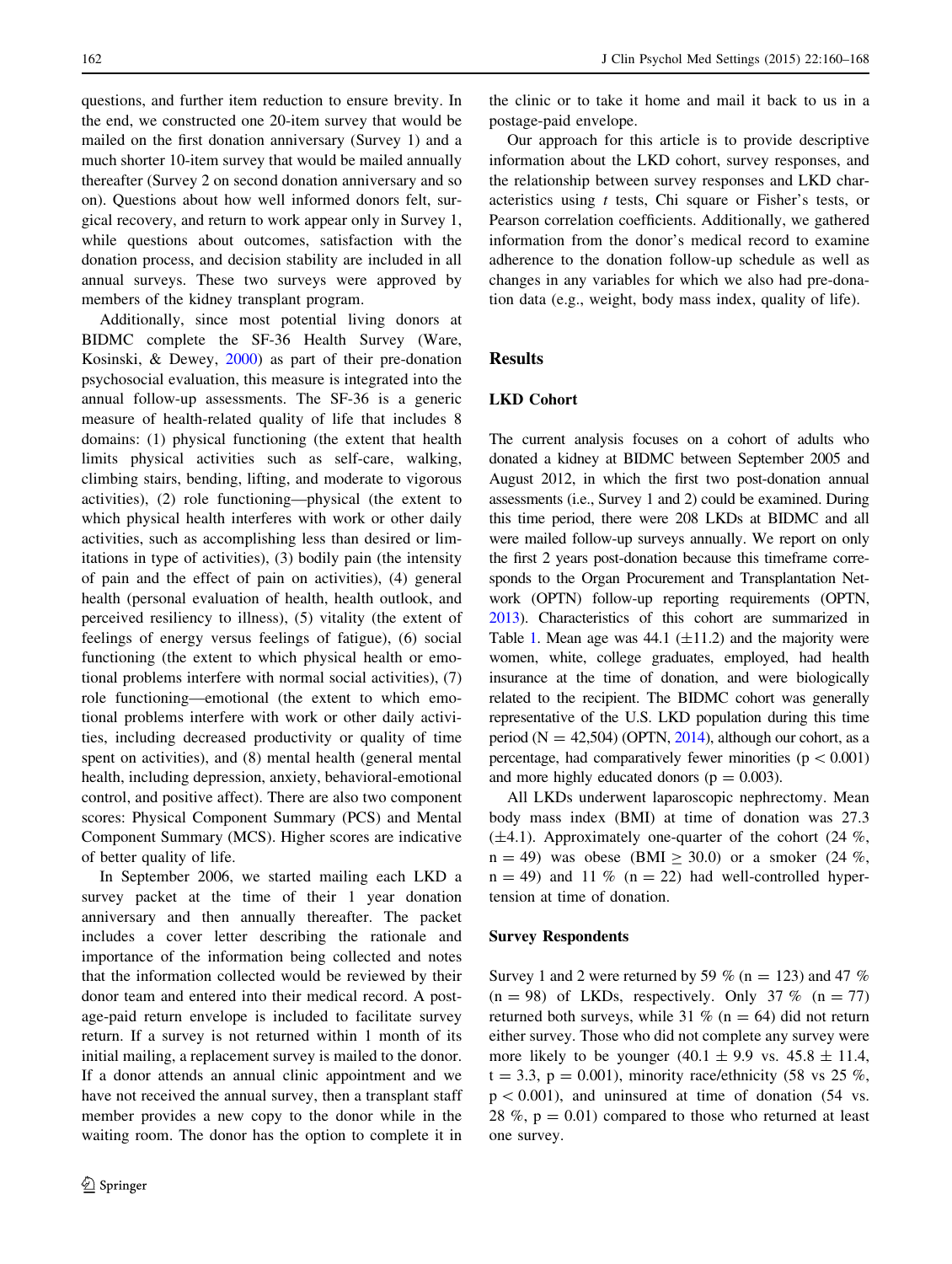questions, and further item reduction to ensure brevity. In the end, we constructed one 20-item survey that would be mailed on the first donation anniversary (Survey 1) and a much shorter 10-item survey that would be mailed annually thereafter (Survey 2 on second donation anniversary and so on). Questions about how well informed donors felt, surgical recovery, and return to work appear only in Survey 1, while questions about outcomes, satisfaction with the donation process, and decision stability are included in all annual surveys. These two surveys were approved by members of the kidney transplant program.

Additionally, since most potential living donors at BIDMC complete the SF-36 Health Survey (Ware, Kosinski, & Dewey, 2000) as part of their pre-donation psychosocial evaluation, this measure is integrated into the annual follow-up assessments. The SF-36 is a generic measure of health-related quality of life that includes 8 domains: (1) physical functioning (the extent that health limits physical activities such as self-care, walking, climbing stairs, bending, lifting, and moderate to vigorous activities), (2) role functioning—physical (the extent to which physical health interferes with work or other daily activities, such as accomplishing less than desired or limitations in type of activities), (3) bodily pain (the intensity of pain and the effect of pain on activities), (4) general health (personal evaluation of health, health outlook, and perceived resiliency to illness), (5) vitality (the extent of feelings of energy versus feelings of fatigue), (6) social functioning (the extent to which physical health or emotional problems interfere with normal social activities), (7) role functioning—emotional (the extent to which emotional problems interfere with work or other daily activities, including decreased productivity or quality of time spent on activities), and (8) mental health (general mental health, including depression, anxiety, behavioral-emotional control, and positive affect). There are also two component scores: Physical Component Summary (PCS) and Mental Component Summary (MCS). Higher scores are indicative of better quality of life.

In September 2006, we started mailing each LKD a survey packet at the time of their 1 year donation anniversary and then annually thereafter. The packet includes a cover letter describing the rationale and importance of the information being collected and notes that the information collected would be reviewed by their donor team and entered into their medical record. A postage-paid return envelope is included to facilitate survey return. If a survey is not returned within 1 month of its initial mailing, a replacement survey is mailed to the donor. If a donor attends an annual clinic appointment and we have not received the annual survey, then a transplant staff member provides a new copy to the donor while in the waiting room. The donor has the option to complete it in the clinic or to take it home and mail it back to us in a postage-paid envelope.

Our approach for this article is to provide descriptive information about the LKD cohort, survey responses, and the relationship between survey responses and LKD characteristics using *t* tests, Chi square or Fisher's tests, or Pearson correlation coefficients. Additionally, we gathered information from the donor's medical record to examine adherence to the donation follow-up schedule as well as changes in any variables for which we also had pre-donation data (e.g., weight, body mass index, quality of life).

## Results

### LKD Cohort

The current analysis focuses on a cohort of adults who donated a kidney at BIDMC between September 2005 and August 2012, in which the first two post-donation annual assessments (i.e., Survey 1 and 2) could be examined. During this time period, there were 208 LKDs at BIDMC and all were mailed follow-up surveys annually. We report on only the first 2 years post-donation because this timeframe corresponds to the Organ Procurement and Transplantation Network (OPTN) follow-up reporting requirements (OPTN, 2013). Characteristics of this cohort are summarized in Table 1. Mean age was 44.1 (±11.2) and the majority were women, white, college graduates, employed, had health insurance at the time of donation, and were biologically related to the recipient. The BIDMC cohort was generally representative of the U.S. LKD population during this time period (N = 42,504) (OPTN, 2014), although our cohort, as a percentage, had comparatively fewer minorities ($p < 0.001$) and more highly educated donors ($p = 0.003$).

All LKDs underwent laparoscopic nephrectomy. Mean body mass index (BMI) at time of donation was 27.3 (±4.1). Approximately one-quarter of the cohort (24 %, n = 49) was obese (BMI ≥ 30.0) or a smoker (24 %, n = 49) and 11 % (n = 22) had well-controlled hypertension at time of donation.

### Survey Respondents

Survey 1 and 2 were returned by 59 % (n = 123) and 47 % (n = 98) of LKDs, respectively. Only 37 % (n = 77) returned both surveys, while 31 % (n = 64) did not return either survey. Those who did not complete any survey were more likely to be younger (40.1 ± 9.9 vs. 45.8 ± 11.4, $t = 3.3$, $p = 0.001$), minority race/ethnicity (58 vs 25 %, $p < 0.001$), and uninsured at time of donation (54 vs. 28 %, $p = 0.01$) compared to those who returned at least one survey.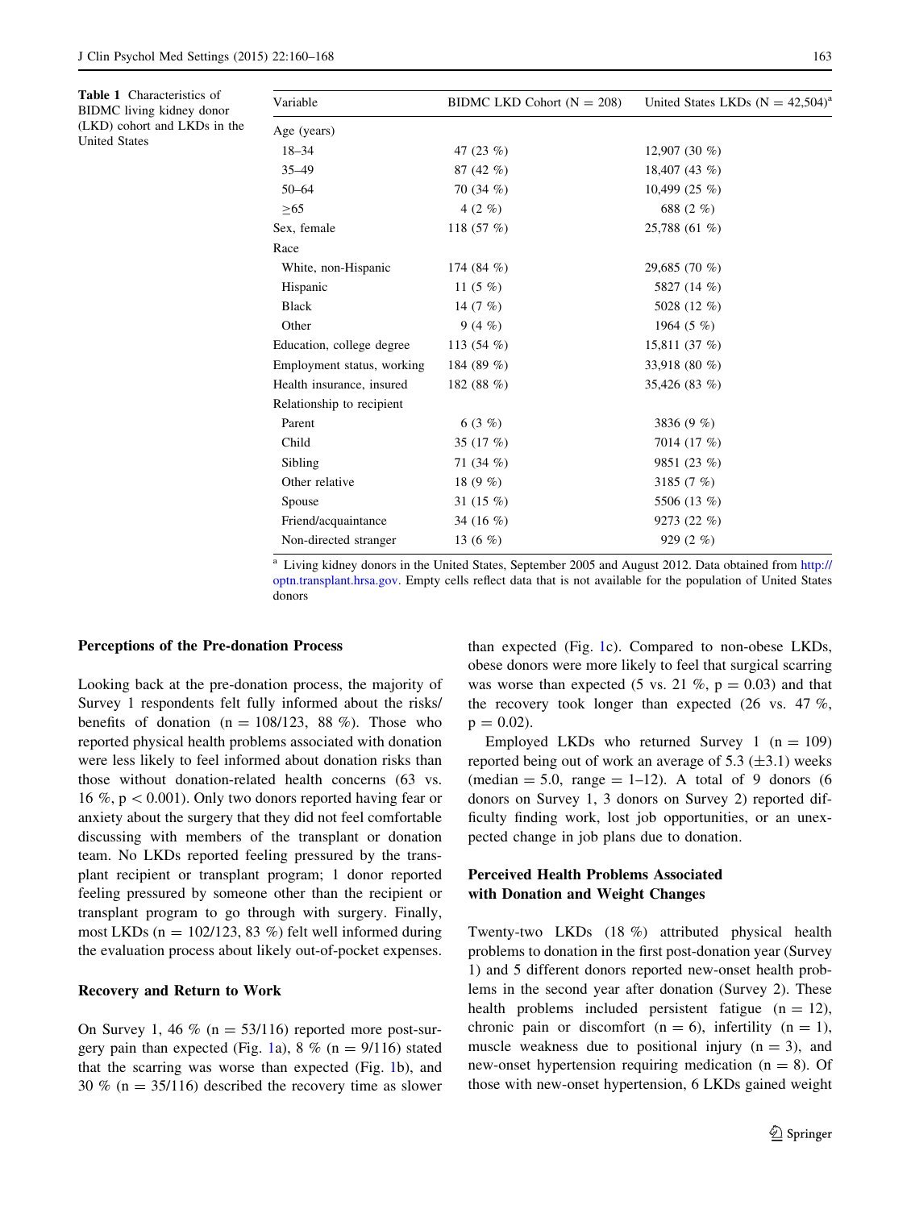**Table 1** Characteristics of BIDMC living kidney donor (LKD) cohort and LKDs in the United States

| Variable | BIDMC LKD Cohort (N = 208) | United States LKDs (N = 42,504)[a] |
|---|---|---|
| Age (years) | | |
| 18–34 | 47 (23 %) | 12,907 (30 %) |
| 35–49 | 87 (42 %) | 18,407 (43 %) |
| 50–64 | 70 (34 %) | 10,499 (25 %) |
| ≥65 | 4 (2 %) | 688 (2 %) |
| Sex, female | 118 (57 %) | 25,788 (61 %) |
| Race | | |
| White, non-Hispanic | 174 (84 %) | 29,685 (70 %) |
| Hispanic | 11 (5 %) | 5827 (14 %) |
| Black | 14 (7 %) | 5028 (12 %) |
| Other | 9 (4 %) | 1964 (5 %) |
| Education, college degree | 113 (54 %) | 15,811 (37 %) |
| Employment status, working | 184 (89 %) | 33,918 (80 %) |
| Health insurance, insured | 182 (88 %) | 35,426 (83 %) |
| Relationship to recipient | | |
| Parent | 6 (3 %) | 3836 (9 %) |
| Child | 35 (17 %) | 7014 (17 %) |
| Sibling | 71 (34 %) | 9851 (23 %) |
| Other relative | 18 (9 %) | 3185 (7 %) |
| Spouse | 31 (15 %) | 5506 (13 %) |
| Friend/acquaintance | 34 (16 %) | 9273 (22 %) |
| Non-directed stranger | 13 (6 %) | 929 (2 %) |

[a] Living kidney donors in the United States, September 2005 and August 2012. Data obtained from http://optn.transplant.hrsa.gov. Empty cells reflect data that is not available for the population of United States donors

### Perceptions of the Pre-donation Process

Looking back at the pre-donation process, the majority of Survey 1 respondents felt fully informed about the risks/benefits of donation (n = 108/123, 88 %). Those who reported physical health problems associated with donation were less likely to feel informed about donation risks than those without donation-related health concerns (63 vs. 16 %, $p < 0.001$). Only two donors reported having fear or anxiety about the surgery that they did not feel comfortable discussing with members of the transplant or donation team. No LKDs reported feeling pressured by the transplant recipient or transplant program; 1 donor reported feeling pressured by someone other than the recipient or transplant program to go through with surgery. Finally, most LKDs (n = 102/123, 83 %) felt well informed during the evaluation process about likely out-of-pocket expenses.

### Recovery and Return to Work

On Survey 1, 46 % (n = 53/116) reported more post-surgery pain than expected (Fig. 1a), 8 % (n = 9/116) stated that the scarring was worse than expected (Fig. 1b), and 30 % (n = 35/116) described the recovery time as slower than expected (Fig. 1c). Compared to non-obese LKDs, obese donors were more likely to feel that surgical scarring was worse than expected (5 vs. 21 %, $p = 0.03$) and that the recovery took longer than expected (26 vs. 47 %, $p = 0.02$).

Employed LKDs who returned Survey 1 (n = 109) reported being out of work an average of 5.3 (±3.1) weeks (median = 5.0, range = 1–12). A total of 9 donors (6 donors on Survey 1, 3 donors on Survey 2) reported difficulty finding work, lost job opportunities, or an unexpected change in job plans due to donation.

### Perceived Health Problems Associated with Donation and Weight Changes

Twenty-two LKDs (18 %) attributed physical health problems to donation in the first post-donation year (Survey 1) and 5 different donors reported new-onset health problems in the second year after donation (Survey 2). These health problems included persistent fatigue (n = 12), chronic pain or discomfort (n = 6), infertility (n = 1), muscle weakness due to positional injury (n = 3), and new-onset hypertension requiring medication (n = 8). Of those with new-onset hypertension, 6 LKDs gained weight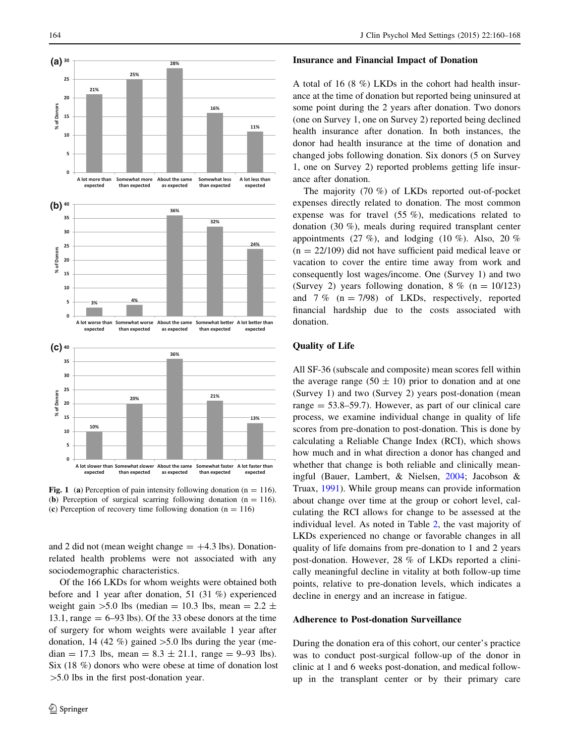**Fig. 1** (**a**) Perception of pain intensity following donation (n = 116). (**b**) Perception of surgical scarring following donation (n = 116). (**c**) Perception of recovery time following donation (n = 116)

and 2 did not (mean weight change = +4.3 lbs). Donation-related health problems were not associated with any sociodemographic characteristics.

Of the 166 LKDs for whom weights were obtained both before and 1 year after donation, 51 (31 %) experienced weight gain >5.0 lbs (median = 10.3 lbs, mean = 2.2 ± 13.1, range = 6–93 lbs). Of the 33 obese donors at the time of surgery for whom weights were available 1 year after donation, 14 (42 %) gained >5.0 lbs during the year (median = 17.3 lbs, mean = 8.3 ± 21.1, range = 9–93 lbs). Six (18 %) donors who were obese at time of donation lost >5.0 lbs in the first post-donation year.

### Insurance and Financial Impact of Donation

A total of 16 (8 %) LKDs in the cohort had health insurance at the time of donation but reported being uninsured at some point during the 2 years after donation. Two donors (one on Survey 1, one on Survey 2) reported being declined health insurance after donation. In both instances, the donor had health insurance at the time of donation and changed jobs following donation. Six donors (5 on Survey 1, one on Survey 2) reported problems getting life insurance after donation.

The majority (70 %) of LKDs reported out-of-pocket expenses directly related to donation. The most common expense was for travel (55 %), medications related to donation (30 %), meals during required transplant center appointments (27 %), and lodging (10 %). Also, 20 % (n = 22/109) did not have sufficient paid medical leave or vacation to cover the entire time away from work and consequently lost wages/income. One (Survey 1) and two (Survey 2) years following donation, 8 % (n = 10/123) and 7 % (n = 7/98) of LKDs, respectively, reported financial hardship due to the costs associated with donation.

### Quality of Life

All SF-36 (subscale and composite) mean scores fell within the average range (50 ± 10) prior to donation and at one (Survey 1) and two (Survey 2) years post-donation (mean range = 53.8–59.7). However, as part of our clinical care process, we examine individual change in quality of life scores from pre-donation to post-donation. This is done by calculating a Reliable Change Index (RCI), which shows how much and in what direction a donor has changed and whether that change is both reliable and clinically meaningful (Bauer, Lambert, & Nielsen, 2004; Jacobson & Truax, 1991). While group means can provide information about change over time at the group or cohort level, calculating the RCI allows for change to be assessed at the individual level. As noted in Table 2, the vast majority of LKDs experienced no change or favorable changes in all quality of life domains from pre-donation to 1 and 2 years post-donation. However, 28 % of LKDs reported a clinically meaningful decline in vitality at both follow-up time points, relative to pre-donation levels, which indicates a decline in energy and an increase in fatigue.

### Adherence to Post-donation Surveillance

During the donation era of this cohort, our center's practice was to conduct post-surgical follow-up of the donor in clinic at 1 and 6 weeks post-donation, and medical follow-up in the transplant center or by their primary care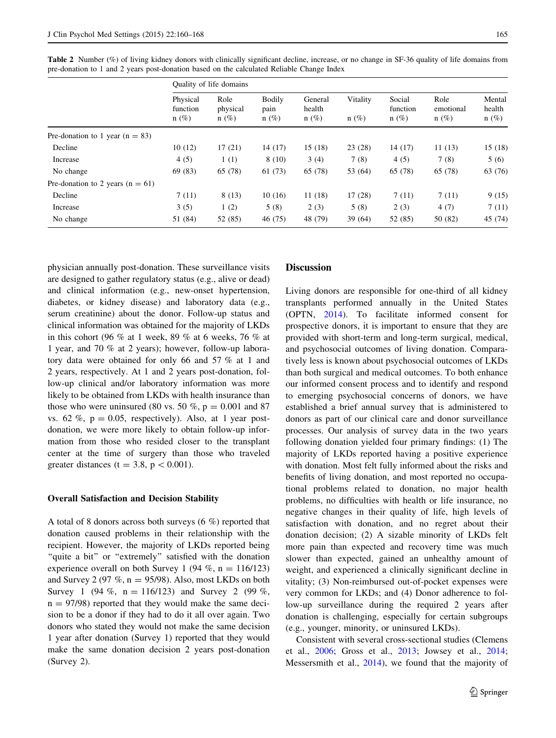**Table 2** Number (%) of living kidney donors with clinically significant decline, increase, or no change in SF-36 quality of life domains from pre-donation to 1 and 2 years post-donation based on the calculated Reliable Change Index

| | Quality of life domains | | | | | | | |
|---|---|---|---|---|---|---|---|---|
| | Physical function n (%) | Role physical n (%) | Bodily pain n (%) | General health n (%) | Vitality n (%) | Social function n (%) | Role emotional n (%) | Mental health n (%) |
| Pre-donation to 1 year (n = 83) | | | | | | | | |
| Decline | 10 (12) | 17 (21) | 14 (17) | 15 (18) | 23 (28) | 14 (17) | 11 (13) | 15 (18) |
| Increase | 4 (5) | 1 (1) | 8 (10) | 3 (4) | 7 (8) | 4 (5) | 7 (8) | 5 (6) |
| No change | 69 (83) | 65 (78) | 61 (73) | 65 (78) | 53 (64) | 65 (78) | 65 (78) | 63 (76) |
| Pre-donation to 2 years (n = 61) | | | | | | | | |
| Decline | 7 (11) | 8 (13) | 10 (16) | 11 (18) | 17 (28) | 7 (11) | 7 (11) | 9 (15) |
| Increase | 3 (5) | 1 (2) | 5 (8) | 2 (3) | 5 (8) | 2 (3) | 4 (7) | 7 (11) |
| No change | 51 (84) | 52 (85) | 46 (75) | 48 (79) | 39 (64) | 52 (85) | 50 (82) | 45 (74) |

physician annually post-donation. These surveillance visits are designed to gather regulatory status (e.g., alive or dead) and clinical information (e.g., new-onset hypertension, diabetes, or kidney disease) and laboratory data (e.g., serum creatinine) about the donor. Follow-up status and clinical information was obtained for the majority of LKDs in this cohort (96 % at 1 week, 89 % at 6 weeks, 76 % at 1 year, and 70 % at 2 years); however, follow-up laboratory data were obtained for only 66 and 57 % at 1 and 2 years, respectively. At 1 and 2 years post-donation, follow-up clinical and/or laboratory information was more likely to be obtained from LKDs with health insurance than those who were uninsured (80 vs. 50 %, $p = 0.001$ and 87 vs. 62 %, $p = 0.05$, respectively). Also, at 1 year post-donation, we were more likely to obtain follow-up information from those who resided closer to the transplant center at the time of surgery than those who traveled greater distances ($t = 3.8$, $p < 0.001$).

### Overall Satisfaction and Decision Stability

A total of 8 donors across both surveys (6 %) reported that donation caused problems in their relationship with the recipient. However, the majority of LKDs reported being "quite a bit" or "extremely" satisfied with the donation experience overall on both Survey 1 (94 %, n = 116/123) and Survey 2 (97 %, n = 95/98). Also, most LKDs on both Survey 1 (94 %, n = 116/123) and Survey 2 (99 %, n = 97/98) reported that they would make the same decision to be a donor if they had to do it all over again. Two donors who stated they would not make the same decision 1 year after donation (Survey 1) reported that they would make the same donation decision 2 years post-donation (Survey 2).

## Discussion

Living donors are responsible for one-third of all kidney transplants performed annually in the United States (OPTN, 2014). To facilitate informed consent for prospective donors, it is important to ensure that they are provided with short-term and long-term surgical, medical, and psychosocial outcomes of living donation. Comparatively less is known about psychosocial outcomes of LKDs than both surgical and medical outcomes. To both enhance our informed consent process and to identify and respond to emerging psychosocial concerns of donors, we have established a brief annual survey that is administered to donors as part of our clinical care and donor surveillance processes. Our analysis of survey data in the two years following donation yielded four primary findings: (1) The majority of LKDs reported having a positive experience with donation. Most felt fully informed about the risks and benefits of living donation, and most reported no occupational problems related to donation, no major health problems, no difficulties with health or life insurance, no negative changes in their quality of life, high levels of satisfaction with donation, and no regret about their donation decision; (2) A sizable minority of LKDs felt more pain than expected and recovery time was much slower than expected, gained an unhealthy amount of weight, and experienced a clinically significant decline in vitality; (3) Non-reimbursed out-of-pocket expenses were very common for LKDs; and (4) Donor adherence to follow-up surveillance during the required 2 years after donation is challenging, especially for certain subgroups (e.g., younger, minority, or uninsured LKDs).

Consistent with several cross-sectional studies (Clemens et al., 2006; Gross et al., 2013; Jowsey et al., 2014; Messersmith et al., 2014), we found that the majority of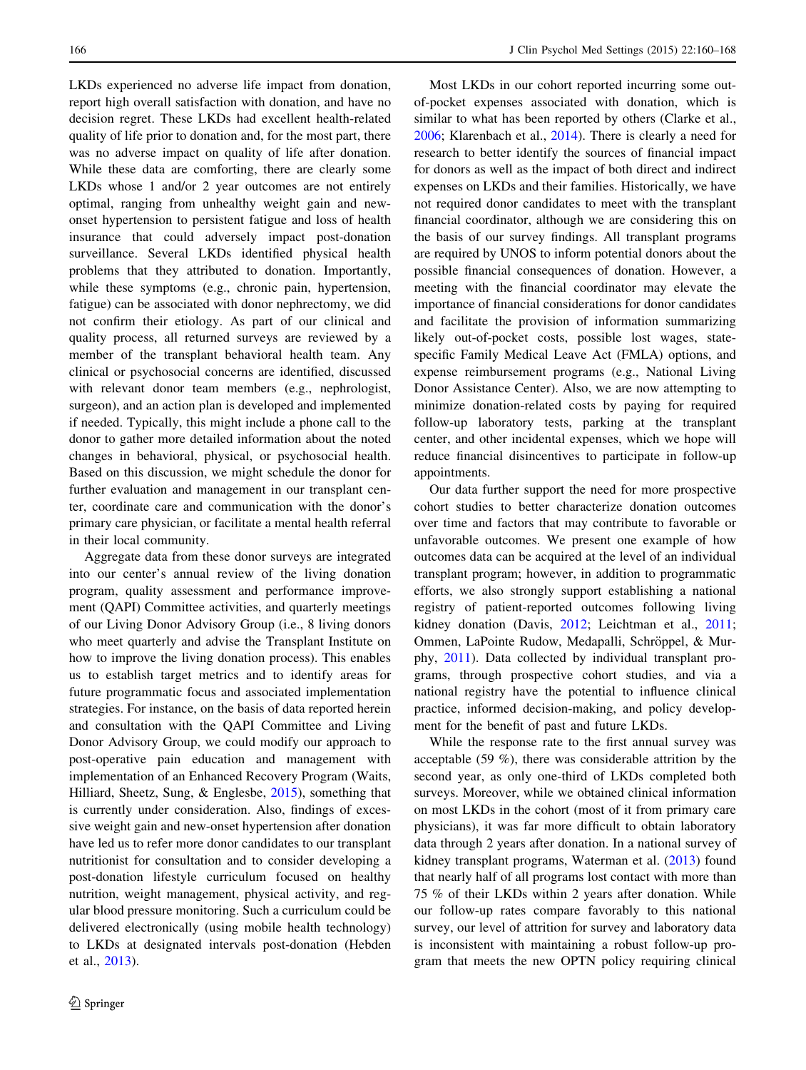LKDs experienced no adverse life impact from donation, report high overall satisfaction with donation, and have no decision regret. These LKDs had excellent health-related quality of life prior to donation and, for the most part, there was no adverse impact on quality of life after donation. While these data are comforting, there are clearly some LKDs whose 1 and/or 2 year outcomes are not entirely optimal, ranging from unhealthy weight gain and new-onset hypertension to persistent fatigue and loss of health insurance that could adversely impact post-donation surveillance. Several LKDs identified physical health problems that they attributed to donation. Importantly, while these symptoms (e.g., chronic pain, hypertension, fatigue) can be associated with donor nephrectomy, we did not confirm their etiology. As part of our clinical and quality process, all returned surveys are reviewed by a member of the transplant behavioral health team. Any clinical or psychosocial concerns are identified, discussed with relevant donor team members (e.g., nephrologist, surgeon), and an action plan is developed and implemented if needed. Typically, this might include a phone call to the donor to gather more detailed information about the noted changes in behavioral, physical, or psychosocial health. Based on this discussion, we might schedule the donor for further evaluation and management in our transplant center, coordinate care and communication with the donor's primary care physician, or facilitate a mental health referral in their local community.

Aggregate data from these donor surveys are integrated into our center's annual review of the living donation program, quality assessment and performance improvement (QAPI) Committee activities, and quarterly meetings of our Living Donor Advisory Group (i.e., 8 living donors who meet quarterly and advise the Transplant Institute on how to improve the living donation process). This enables us to establish target metrics and to identify areas for future programmatic focus and associated implementation strategies. For instance, on the basis of data reported herein and consultation with the QAPI Committee and Living Donor Advisory Group, we could modify our approach to post-operative pain education and management with implementation of an Enhanced Recovery Program (Waits, Hilliard, Sheetz, Sung, & Englesbe, 2015), something that is currently under consideration. Also, findings of excessive weight gain and new-onset hypertension after donation have led us to refer more donor candidates to our transplant nutritionist for consultation and to consider developing a post-donation lifestyle curriculum focused on healthy nutrition, weight management, physical activity, and regular blood pressure monitoring. Such a curriculum could be delivered electronically (using mobile health technology) to LKDs at designated intervals post-donation (Hebden et al., 2013).

Most LKDs in our cohort reported incurring some out-of-pocket expenses associated with donation, which is similar to what has been reported by others (Clarke et al., 2006; Klarenbach et al., 2014). There is clearly a need for research to better identify the sources of financial impact for donors as well as the impact of both direct and indirect expenses on LKDs and their families. Historically, we have not required donor candidates to meet with the transplant financial coordinator, although we are considering this on the basis of our survey findings. All transplant programs are required by UNOS to inform potential donors about the possible financial consequences of donation. However, a meeting with the financial coordinator may elevate the importance of financial considerations for donor candidates and facilitate the provision of information summarizing likely out-of-pocket costs, possible lost wages, state-specific Family Medical Leave Act (FMLA) options, and expense reimbursement programs (e.g., National Living Donor Assistance Center). Also, we are now attempting to minimize donation-related costs by paying for required follow-up laboratory tests, parking at the transplant center, and other incidental expenses, which we hope will reduce financial disincentives to participate in follow-up appointments.

Our data further support the need for more prospective cohort studies to better characterize donation outcomes over time and factors that may contribute to favorable or unfavorable outcomes. We present one example of how outcomes data can be acquired at the level of an individual transplant program; however, in addition to programmatic efforts, we also strongly support establishing a national registry of patient-reported outcomes following living kidney donation (Davis, 2012; Leichtman et al., 2011; Ommen, LaPointe Rudow, Medapalli, Schröppel, & Murphy, 2011). Data collected by individual transplant programs, through prospective cohort studies, and via a national registry have the potential to influence clinical practice, informed decision-making, and policy development for the benefit of past and future LKDs.

While the response rate to the first annual survey was acceptable (59 %), there was considerable attrition by the second year, as only one-third of LKDs completed both surveys. Moreover, while we obtained clinical information on most LKDs in the cohort (most of it from primary care physicians), it was far more difficult to obtain laboratory data through 2 years after donation. In a national survey of kidney transplant programs, Waterman et al. (2013) found that nearly half of all programs lost contact with more than 75 % of their LKDs within 2 years after donation. While our follow-up rates compare favorably to this national survey, our level of attrition for survey and laboratory data is inconsistent with maintaining a robust follow-up program that meets the new OPTN policy requiring clinical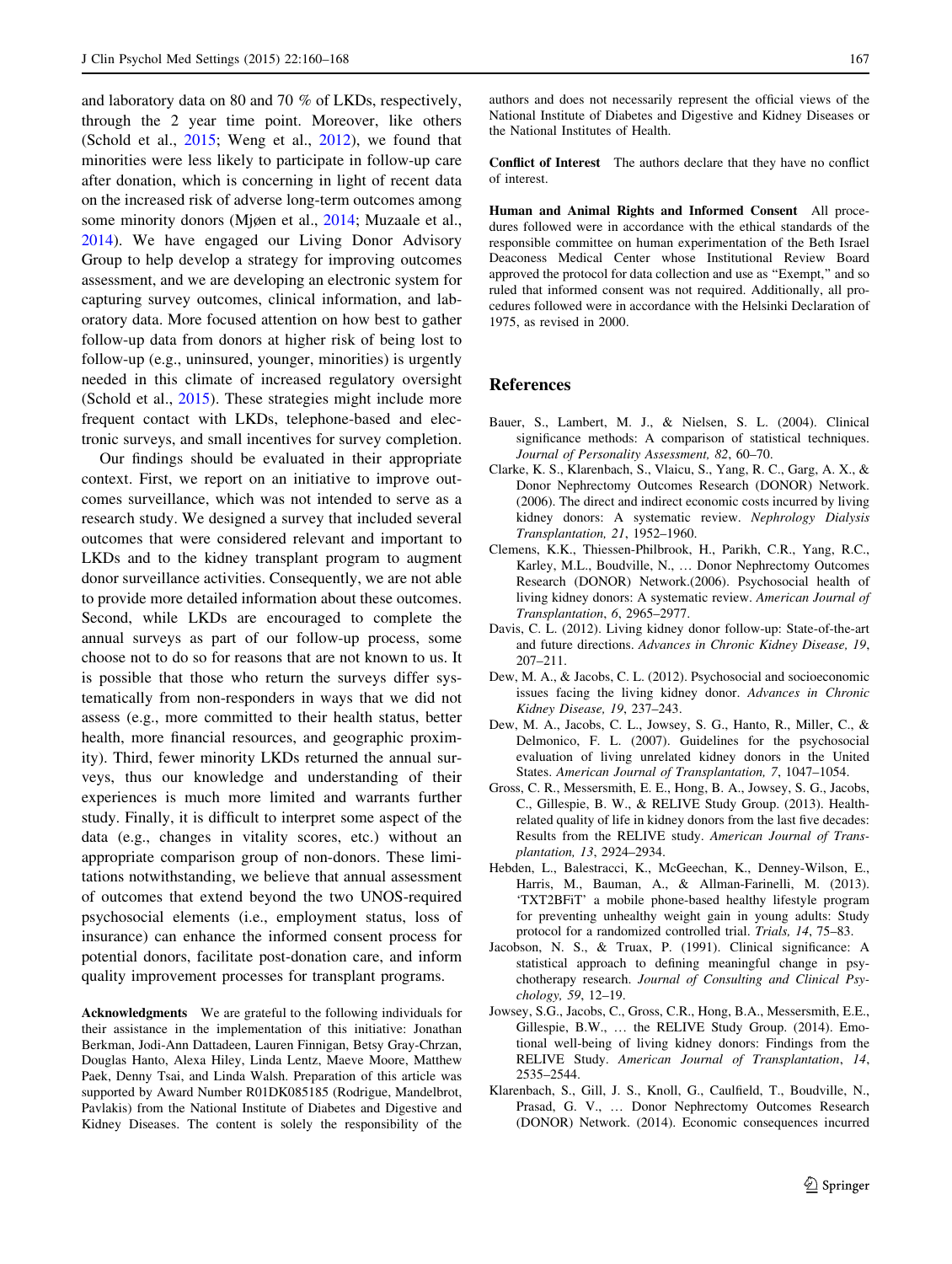and laboratory data on 80 and 70 % of LKDs, respectively, through the 2 year time point. Moreover, like others (Schold et al., 2015; Weng et al., 2012), we found that minorities were less likely to participate in follow-up care after donation, which is concerning in light of recent data on the increased risk of adverse long-term outcomes among some minority donors (Mjøen et al., 2014; Muzaale et al., 2014). We have engaged our Living Donor Advisory Group to help develop a strategy for improving outcomes assessment, and we are developing an electronic system for capturing survey outcomes, clinical information, and laboratory data. More focused attention on how best to gather follow-up data from donors at higher risk of being lost to follow-up (e.g., uninsured, younger, minorities) is urgently needed in this climate of increased regulatory oversight (Schold et al., 2015). These strategies might include more frequent contact with LKDs, telephone-based and electronic surveys, and small incentives for survey completion.

Our findings should be evaluated in their appropriate context. First, we report on an initiative to improve outcomes surveillance, which was not intended to serve as a research study. We designed a survey that included several outcomes that were considered relevant and important to LKDs and to the kidney transplant program to augment donor surveillance activities. Consequently, we are not able to provide more detailed information about these outcomes. Second, while LKDs are encouraged to complete the annual surveys as part of our follow-up process, some choose not to do so for reasons that are not known to us. It is possible that those who return the surveys differ systematically from non-responders in ways that we did not assess (e.g., more committed to their health status, better health, more financial resources, and geographic proximity). Third, fewer minority LKDs returned the annual surveys, thus our knowledge and understanding of their experiences is much more limited and warrants further study. Finally, it is difficult to interpret some aspect of the data (e.g., changes in vitality scores, etc.) without an appropriate comparison group of non-donors. These limitations notwithstanding, we believe that annual assessment of outcomes that extend beyond the two UNOS-required psychosocial elements (i.e., employment status, loss of insurance) can enhance the informed consent process for potential donors, facilitate post-donation care, and inform quality improvement processes for transplant programs.

**Acknowledgments** We are grateful to the following individuals for their assistance in the implementation of this initiative: Jonathan Berkman, Jodi-Ann Dattadeen, Lauren Finnigan, Betsy Gray-Chrzan, Douglas Hanto, Alexa Hiley, Linda Lentz, Maeve Moore, Matthew Paek, Denny Tsai, and Linda Walsh. Preparation of this article was supported by Award Number R01DK085185 (Rodrigue, Mandelbrot, Pavlakis) from the National Institute of Diabetes and Digestive and Kidney Diseases. The content is solely the responsibility of the authors and does not necessarily represent the official views of the National Institute of Diabetes and Digestive and Kidney Diseases or the National Institutes of Health.

**Conflict of Interest** The authors declare that they have no conflict of interest.

**Human and Animal Rights and Informed Consent** All procedures followed were in accordance with the ethical standards of the responsible committee on human experimentation of the Beth Israel Deaconess Medical Center whose Institutional Review Board approved the protocol for data collection and use as "Exempt," and so ruled that informed consent was not required. Additionally, all procedures followed were in accordance with the Helsinki Declaration of 1975, as revised in 2000.

## References

Bauer, S., Lambert, M. J., & Nielsen, S. L. (2004). Clinical significance methods: A comparison of statistical techniques. *Journal of Personality Assessment, 82*, 60–70.

Clarke, K. S., Klarenbach, S., Vlaicu, S., Yang, R. C., Garg, A. X., & Donor Nephrectomy Outcomes Research (DONOR) Network. (2006). The direct and indirect economic costs incurred by living kidney donors: A systematic review. *Nephrology Dialysis Transplantation, 21*, 1952–1960.

Clemens, K.K., Thiessen-Philbrook, H., Parikh, C.R., Yang, R.C., Karley, M.L., Boudville, N., … Donor Nephrectomy Outcomes Research (DONOR) Network.(2006). Psychosocial health of living kidney donors: A systematic review. *American Journal of Transplantation*, *6*, 2965–2977.

Davis, C. L. (2012). Living kidney donor follow-up: State-of-the-art and future directions. *Advances in Chronic Kidney Disease, 19*, 207–211.

Dew, M. A., & Jacobs, C. L. (2012). Psychosocial and socioeconomic issues facing the living kidney donor. *Advances in Chronic Kidney Disease, 19*, 237–243.

Dew, M. A., Jacobs, C. L., Jowsey, S. G., Hanto, R., Miller, C., & Delmonico, F. L. (2007). Guidelines for the psychosocial evaluation of living unrelated kidney donors in the United States. *American Journal of Transplantation, 7*, 1047–1054.

Gross, C. R., Messersmith, E. E., Hong, B. A., Jowsey, S. G., Jacobs, C., Gillespie, B. W., & RELIVE Study Group. (2013). Health-related quality of life in kidney donors from the last five decades: Results from the RELIVE study. *American Journal of Transplantation, 13*, 2924–2934.

Hebden, L., Balestracci, K., McGeechan, K., Denney-Wilson, E., Harris, M., Bauman, A., & Allman-Farinelli, M. (2013). 'TXT2BFiT' a mobile phone-based healthy lifestyle program for preventing unhealthy weight gain in young adults: Study protocol for a randomized controlled trial. *Trials, 14*, 75–83.

Jacobson, N. S., & Truax, P. (1991). Clinical significance: A statistical approach to defining meaningful change in psychotherapy research. *Journal of Consulting and Clinical Psychology, 59*, 12–19.

Jowsey, S.G., Jacobs, C., Gross, C.R., Hong, B.A., Messersmith, E.E., Gillespie, B.W., … the RELIVE Study Group. (2014). Emotional well-being of living kidney donors: Findings from the RELIVE Study. *American Journal of Transplantation, 14*, 2535–2544.

Klarenbach, S., Gill, J. S., Knoll, G., Caulfield, T., Boudville, N., Prasad, G. V., … Donor Nephrectomy Outcomes Research (DONOR) Network. (2014). Economic consequences incurred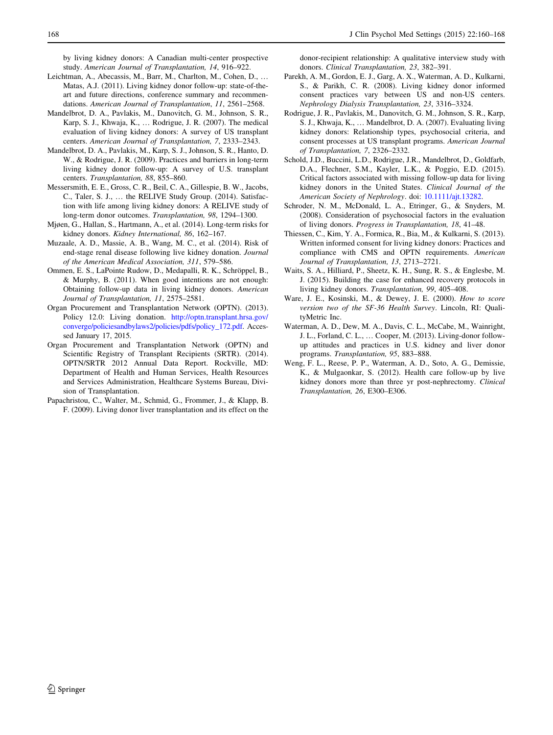by living kidney donors: A Canadian multi-center prospective study. *American Journal of Transplantation, 14*, 916–922.

Leichtman, A., Abecassis, M., Barr, M., Charlton, M., Cohen, D., … Matas, A.J. (2011). Living kidney donor follow-up: state-of-the-art and future directions, conference summary and recommendations. *American Journal of Transplantation*, *11*, 2561–2568.

Mandelbrot, D. A., Pavlakis, M., Danovitch, G. M., Johnson, S. R., Karp, S. J., Khwaja, K., … Rodrigue, J. R. (2007). The medical evaluation of living kidney donors: A survey of US transplant centers. *American Journal of Transplantation, 7*, 2333–2343.

Mandelbrot, D. A., Pavlakis, M., Karp, S. J., Johnson, S. R., Hanto, D. W., & Rodrigue, J. R. (2009). Practices and barriers in long-term living kidney donor follow-up: A survey of U.S. transplant centers. *Transplantation, 88*, 855–860.

Messersmith, E. E., Gross, C. R., Beil, C. A., Gillespie, B. W., Jacobs, C., Taler, S. J., … the RELIVE Study Group. (2014). Satisfaction with life among living kidney donors: A RELIVE study of long-term donor outcomes. *Transplantation, 98*, 1294–1300.

Mjøen, G., Hallan, S., Hartmann, A., et al. (2014). Long-term risks for kidney donors. *Kidney International, 86*, 162–167.

Muzaale, A. D., Massie, A. B., Wang, M. C., et al. (2014). Risk of end-stage renal disease following live kidney donation. *Journal of the American Medical Association, 311*, 579–586.

Ommen, E. S., LaPointe Rudow, D., Medapalli, R. K., Schröppel, B., & Murphy, B. (2011). When good intentions are not enough: Obtaining follow-up data in living kidney donors. *American Journal of Transplantation, 11*, 2575–2581.

Organ Procurement and Transplantation Network (OPTN). (2013). Policy 12.0: Living donation. http://optn.transplant.hrsa.gov/converge/policiesandbylaws2/policies/pdfs/policy_172.pdf. Accessed January 17, 2015.

Organ Procurement and Transplantation Network (OPTN) and Scientific Registry of Transplant Recipients (SRTR). (2014). OPTN/SRTR 2012 Annual Data Report. Rockville, MD: Department of Health and Human Services, Health Resources and Services Administration, Healthcare Systems Bureau, Division of Transplantation.

Papachristou, C., Walter, M., Schmid, G., Frommer, J., & Klapp, B. F. (2009). Living donor liver transplantation and its effect on the donor-recipient relationship: A qualitative interview study with donors. *Clinical Transplantation, 23*, 382–391.

Parekh, A. M., Gordon, E. J., Garg, A. X., Waterman, A. D., Kulkarni, S., & Parikh, C. R. (2008). Living kidney donor informed consent practices vary between US and non-US centers. *Nephrology Dialysis Transplantation, 23*, 3316–3324.

Rodrigue, J. R., Pavlakis, M., Danovitch, G. M., Johnson, S. R., Karp, S. J., Khwaja, K., … Mandelbrot, D. A. (2007). Evaluating living kidney donors: Relationship types, psychosocial criteria, and consent processes at US transplant programs. *American Journal of Transplantation, 7*, 2326–2332.

Schold, J.D., Buccini, L.D., Rodrigue, J.R., Mandelbrot, D., Goldfarb, D.A., Flechner, S.M., Kayler, L.K., & Poggio, E.D. (2015). Critical factors associated with missing follow-up data for living kidney donors in the United States. *Clinical Journal of the American Society of Nephrology*. doi: 10.1111/ajt.13282.

Schroder, N. M., McDonald, L. A., Etringer, G., & Snyders, M. (2008). Consideration of psychosocial factors in the evaluation of living donors. *Progress in Transplantation, 18*, 41–48.

Thiessen, C., Kim, Y. A., Formica, R., Bia, M., & Kulkarni, S. (2013). Written informed consent for living kidney donors: Practices and compliance with CMS and OPTN requirements. *American Journal of Transplantation, 13*, 2713–2721.

Waits, S. A., Hilliard, P., Sheetz, K. H., Sung, R. S., & Englesbe, M. J. (2015). Building the case for enhanced recovery protocols in living kidney donors. *Transplantation, 99*, 405–408.

Ware, J. E., Kosinski, M., & Dewey, J. E. (2000). *How to score version two of the SF-36 Health Survey*. Lincoln, RI: QualityMetric Inc.

Waterman, A. D., Dew, M. A., Davis, C. L., McCabe, M., Wainright, J. L., Forland, C. L., … Cooper, M. (2013). Living-donor follow-up attitudes and practices in U.S. kidney and liver donor programs. *Transplantation, 95*, 883–888.

Weng, F. L., Reese, P. P., Waterman, A. D., Soto, A. G., Demissie, K., & Mulgaonkar, S. (2012). Health care follow-up by live kidney donors more than three yr post-nephrectomy. *Clinical Transplantation, 26*, E300–E306.